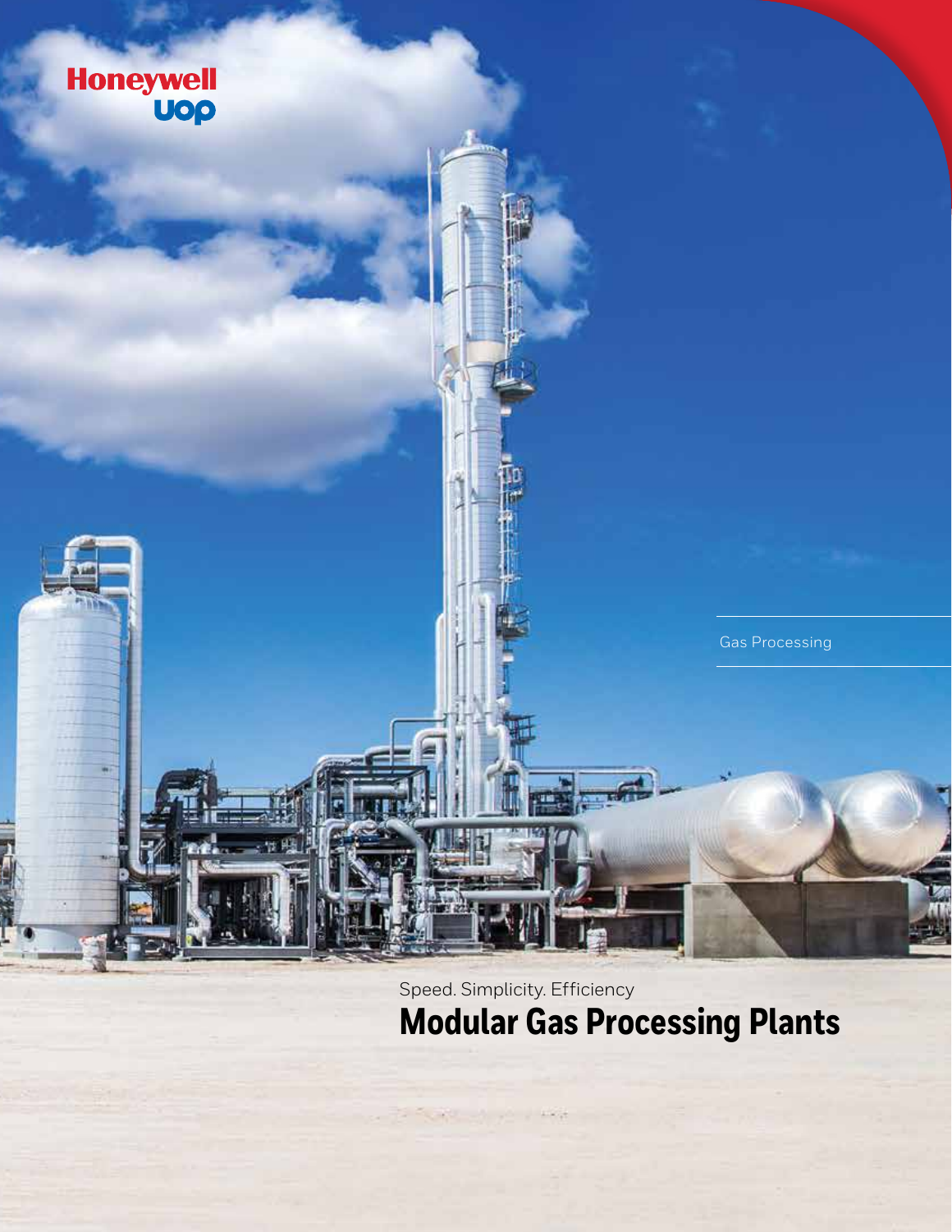Honeywell UOP

Gas Processing

Speed. Simplicity. Efficiency

# Modular Gas Processing Plants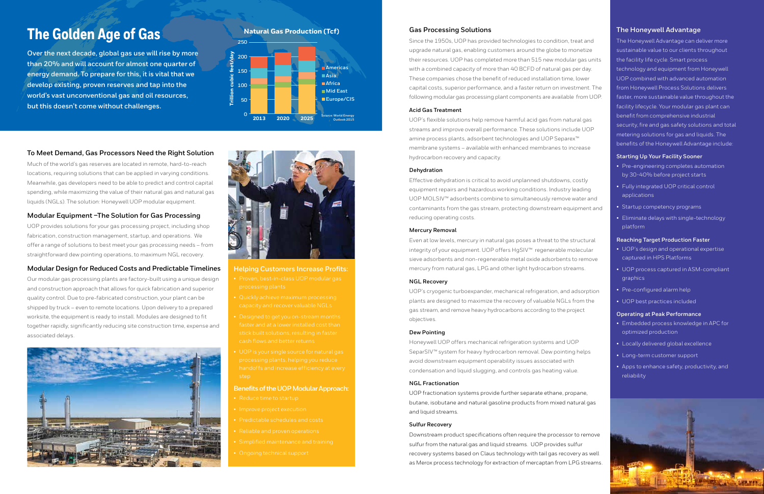# The Golden Age of Gas

**Over the next decade, global gas use will rise by more than 20% and will account for almost one quarter of energy demand. To prepare for this, it is vital that we develop existing, proven reserves and tap into the world's vast unconventional gas and oil resources, but this doesn't come without challenges.**

**Natural Gas Production (Tcf)**

Trillion cubic feet/day

Americas, Asia, Africa, Mid East, Europe/CIS

2013, 2020, 2025

Source: World Energy Outlook 2015

## To Meet Demand, Gas Processors Need the Right Solution

Much of the world's gas reserves are located in remote, hard-to-reach locations, requiring solutions that can be applied in varying conditions. Meanwhile, gas developers need to be able to predict and control capital spending, while maximizing the value of their natural gas and natural gas liquids (NGLs). The solution: Honeywell UOP modular equipment.

## Modular Equipment –The Solution for Gas Processing

UOP provides solutions for your gas processing project, including shop fabrication, construction management, startup, and operations. We offer a range of solutions to best meet your gas processing needs – from straightforward dew pointing operations, to maximum NGL recovery.

## Modular Design for Reduced Costs and Predictable Timelines

Our modular gas processing plants are factory-built using a unique design and construction approach that allows for quick fabrication and superior quality control. Due to pre-fabricated construction, your plant can be shipped by truck – even to remote locations. Upon delivery to a prepared worksite, the equipment is ready to install. Modules are designed to fit together rapidly, significantly reducing site construction time, expense and associated delays.

## Helping Customers Increase Profits:

- Proven, best-in-class UOP modular gas processing plants
- Quickly achieve maximum processing capacity and recover valuable NGLs
- Designed to get you on-stream months faster and at a lower installed cost than stick built solutions, resulting in faster cash flows and better returns
- UOP is your single source for natural gas processing plants, helping you reduce handoffs and increase efficiency at every step

## Benefits of the UOP Modular Approach:

- Reduce time to startup
- Improve project execution
- Predictable schedules and costs
- Reliable and proven operations
- Simplified maintenance and training
- Ongoing technical support

## Gas Processing Solutions

Since the 1950s, UOP has provided technologies to condition, treat and upgrade natural gas, enabling customers around the globe to monetize their resources. UOP has completed more than 515 new modular gas units with a combined capacity of more than 40 BCFD of natural gas per day. These companies chose the benefit of reduced installation time, lower capital costs, superior performance, and a faster return on investment. The following modular gas processing plant components are available from UOP.

### Acid Gas Treatment

UOP's flexible solutions help remove harmful acid gas from natural gas streams and improve overall performance. These solutions include UOP amine process plants, adsorbent technologies and UOP Separex™ membrane systems – available with enhanced membranes to increase hydrocarbon recovery and capacity.

### Dehydration

Effective dehydration is critical to avoid unplanned shutdowns, costly equipment repairs and hazardous working conditions. Industry leading UOP MOLSIV™ adsorbents combine to simultaneously remove water and contaminants from the gas stream, protecting downstream equipment and reducing operating costs.

### Mercury Removal

Even at low levels, mercury in natural gas poses a threat to the structural integrity of your equipment. UOP offers HgSIV™ regenerable molecular sieve adsorbents and non-regenerable metal oxide adsorbents to remove mercury from natural gas, LPG and other light hydrocarbon streams.

### NGL Recovery

UOP's cryogenic turboexpander, mechanical refrigeration, and adsorption plants are designed to maximize the recovery of valuable NGLs from the gas stream, and remove heavy hydrocarbons according to the project objectives.

### Dew Pointing

Honeywell UOP offers mechanical refrigeration systems and UOP SeparSIV™ system for heavy hydrocarbon removal. Dew pointing helps avoid downstream equipment operability issues associated with condensation and liquid slugging, and controls gas heating value.

### NGL Fractionation

UOP fractionation systems provide further separate ethane, propane, butane, isobutane and natural gasoline products from mixed natural gas and liquid streams.

### Sulfur Recovery

Downstream product specifications often require the processor to remove sulfur from the natural gas and liquid streams. UOP provides sulfur recovery systems based on Claus technology with tail gas recovery as well as Merox process technology for extraction of mercaptan from LPG streams.

## The Honeywell Advantage

The Honeywell Advantage can deliver more sustainable value to our clients throughout the facility life cycle. Smart process technology and equipment from Honeywell UOP combined with advanced automation from Honeywell Process Solutions delivers faster, more sustainable value throughout the facility lifecycle. Your modular gas plant can benefit from comprehensive industrial security, fire and gas safety solutions and total metering solutions for gas and liquids. The benefits of the Honeywell Advantage include:

### Starting Up Your Facility Sooner

- Pre-engineering completes automation by 30-40% before project starts
- Fully integrated UOP critical control applications
- Startup competency programs
- Eliminate delays with single-technology platform

### Reaching Target Production Faster

- UOP's design and operational expertise captured in HPS Platforms
- UOP process captured in ASM-compliant graphics
- Pre-configured alarm help
- UOP best practices included

### Operating at Peak Performance

- Embedded process knowledge in APC for optimized production
- Locally delivered global excellence
- Long-term customer support
- Apps to enhance safety, productivity, and reliability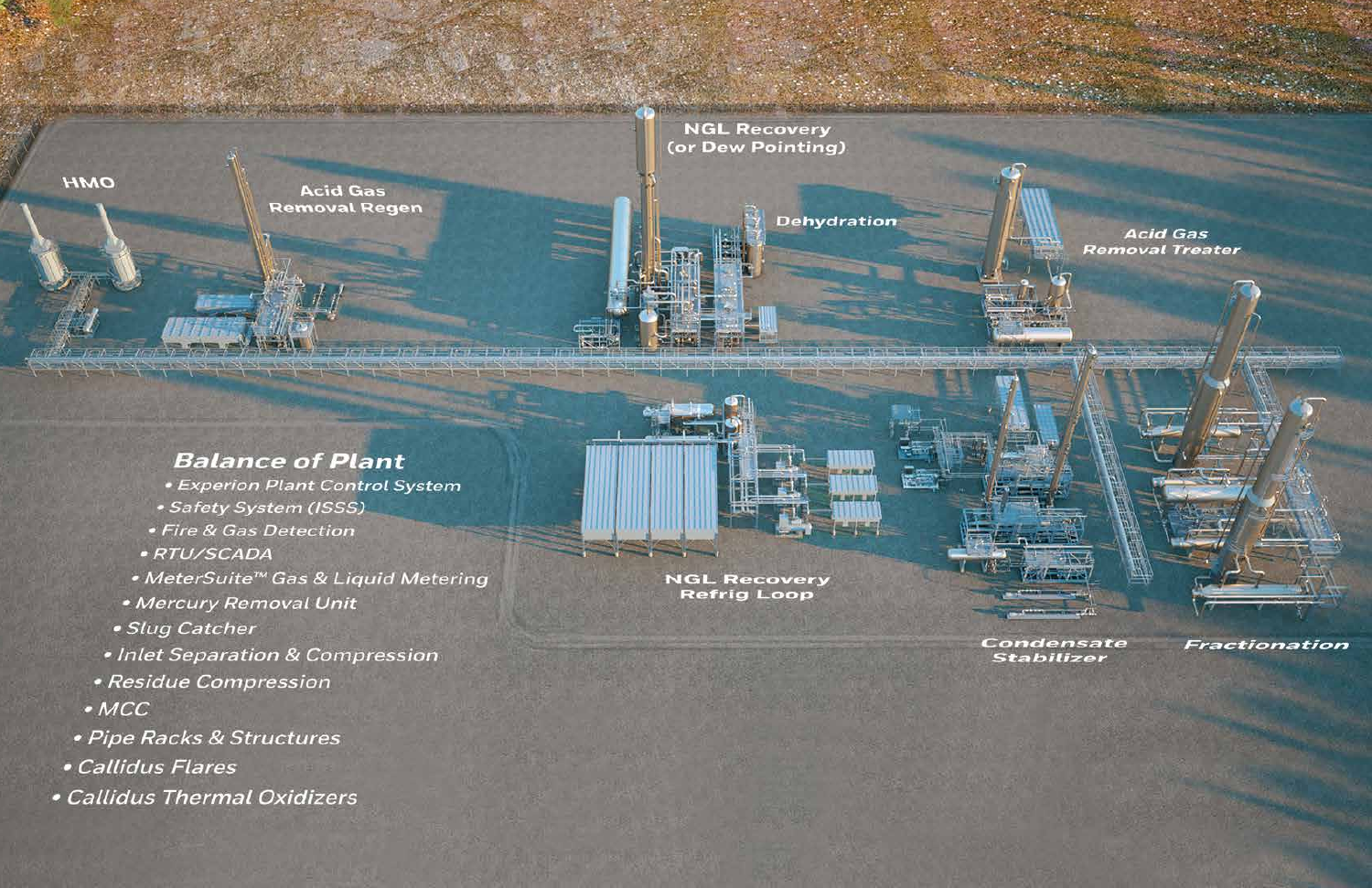HMO

Acid Gas Removal Regen

NGL Recovery (or Dew Pointing)

Dehydration

Acid Gas Removal Treater

NGL Recovery Refrig Loop

Condensate Stabilizer

Fractionation

## *Balance of Plant*

- *Experion Plant Control System*
- *Safety System (ISSS)*
- *Fire & Gas Detection*
- *RTU/SCADA*
- *MeterSuite™ Gas & Liquid Metering*
- *Mercury Removal Unit*
- *Slug Catcher*
- *Inlet Separation & Compression*
- *Residue Compression*
- *MCC*
- *Pipe Racks & Structures*
- *Callidus Flares*
- *Callidus Thermal Oxidizers*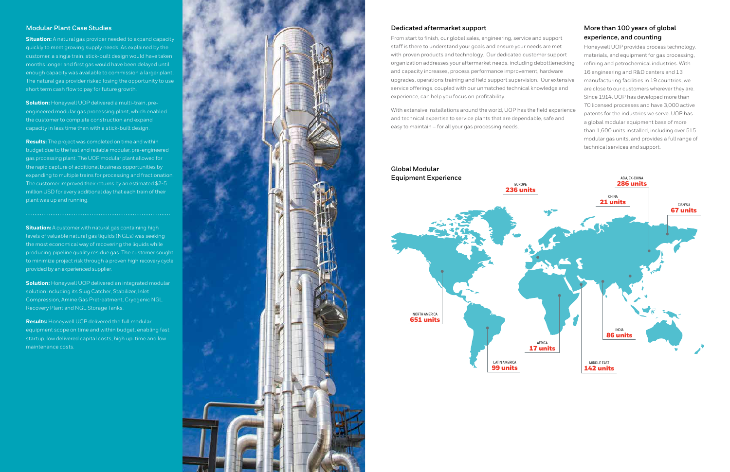## Modular Plant Case Studies

**Situation:** A natural gas provider needed to expand capacity quickly to meet growing supply needs. As explained by the customer, a single train, stick-built design would have taken months longer and first gas would have been delayed until enough capacity was available to commission a larger plant. The natural gas provider risked losing the opportunity to use short term cash flow to pay for future growth.

**Solution:** Honeywell UOP delivered a multi-train, pre-engineered modular gas processing plant, which enabled the customer to complete construction and expand capacity in less time than with a stick-built design.

**Results:** The project was completed on time and within budget due to the fast and reliable modular, pre-engineered gas processing plant. The UOP modular plant allowed for the rapid capture of additional business opportunities by expanding to multiple trains for processing and fractionation. The customer improved their returns by an estimated $2-5 million USD for every additional day that each train of their plant was up and running.

---

**Situation:** A customer with natural gas containing high levels of valuable natural gas liquids (NGLs) was seeking the most economical way of recovering the liquids while producing pipeline quality residue gas. The customer sought to minimize project risk through a proven high recovery cycle provided by an experienced supplier.

**Solution:** Honeywell UOP delivered an integrated modular solution including its Slug Catcher, Stabilizer, Inlet Compression, Amine Gas Pretreatment, Cryogenic NGL Recovery Plant and NGL Storage Tanks.

**Results:** Honeywell UOP delivered the full modular equipment scope on time and within budget, enabling fast startup, low delivered capital costs, high up-time and low maintenance costs.

## Dedicated aftermarket support

From start to finish, our global sales, engineering, service and support staff is there to understand your goals and ensure your needs are met with proven products and technology. Our dedicated customer support organization addresses your aftermarket needs, including debottlenecking and capacity increases, process performance improvement, hardware upgrades, operations training and field support supervision. Our extensive service offerings, coupled with our unmatched technical knowledge and experience, can help you focus on profitability.

With extensive installations around the world, UOP has the field experience and technical expertise to service plants that are dependable, safe and easy to maintain – for all your gas processing needs.

## More than 100 years of global experience, and counting

Honeywell UOP provides process technology, materials, and equipment for gas processing, refining and petrochemical industries. With 16 engineering and R&D centers and 13 manufacturing facilities in 19 countries, we are close to our customers wherever they are. Since 1914, UOP has developed more than 70 licensed processes and have 3,000 active patents for the industries we serve. UOP has a global modular equipment base of more than 1,600 units installed, including over 515 modular gas units, and provides a full range of technical services and support.

## Global Modular Equipment Experience

- NORTH AMERICA **651 units**
- LATIN AMERICA **99 units**
- EUROPE **236 units**
- AFRICA **17 units**
- MIDDLE EAST **142 units**
- INDIA **86 units**
- CHINA **21 units**
- ASIA, EX-CHINA **286 units**
- CIS/FSU **67 units**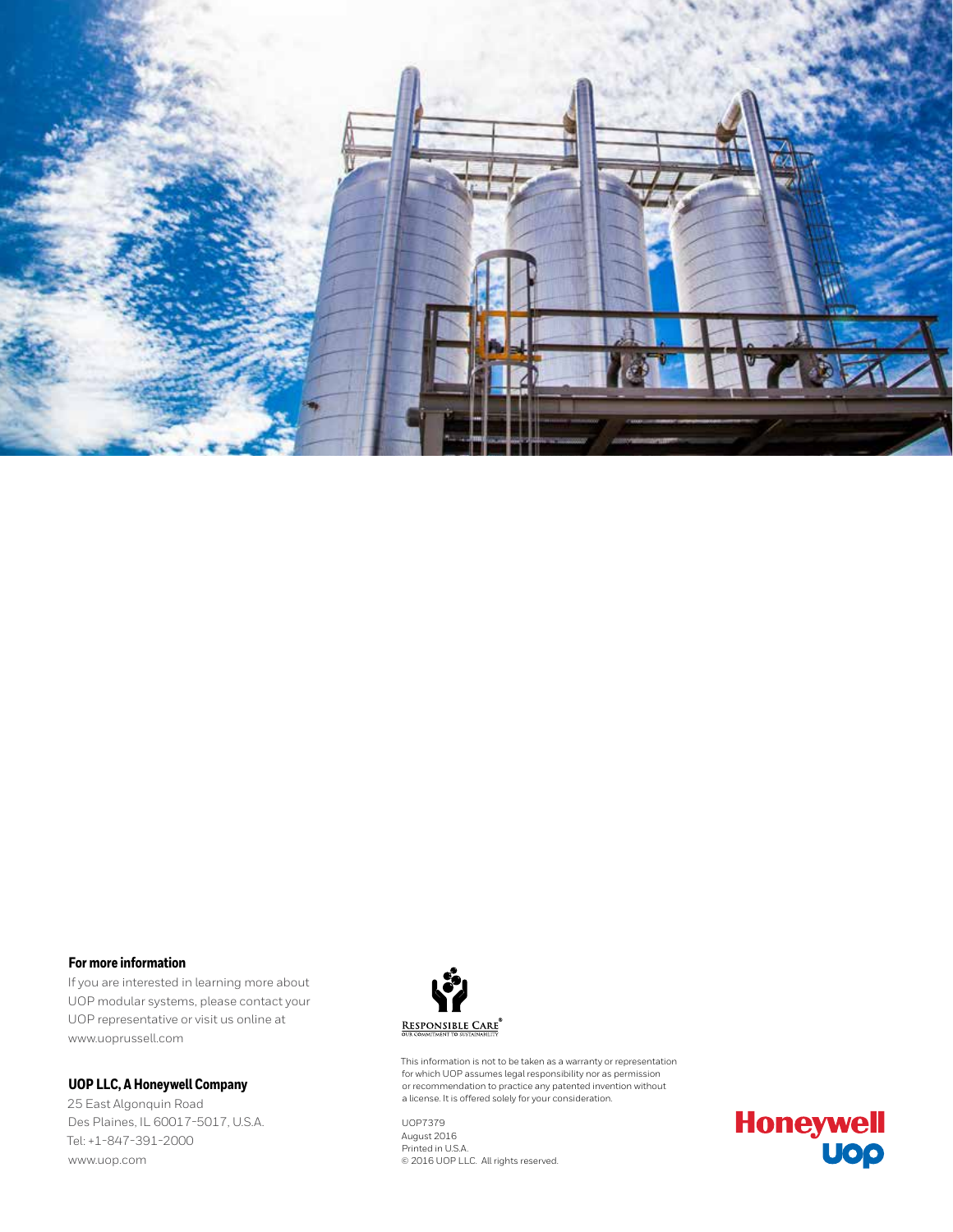**For more information**

If you are interested in learning more about UOP modular systems, please contact your UOP representative or visit us online at www.uoprussell.com

**UOP LLC, A Honeywell Company**

25 East Algonquin Road
Des Plaines, IL 60017-5017, U.S.A.
Tel: +1-847-391-2000
www.uop.com

Responsible Care®
Our Commitment to Sustainability

This information is not to be taken as a warranty or representation for which UOP assumes legal responsibility nor as permission or recommendation to practice any patented invention without a license. It is offered solely for your consideration.

UOP7379
August 2016
Printed in U.S.A.
© 2016 UOP LLC. All rights reserved.

Honeywell
UOP